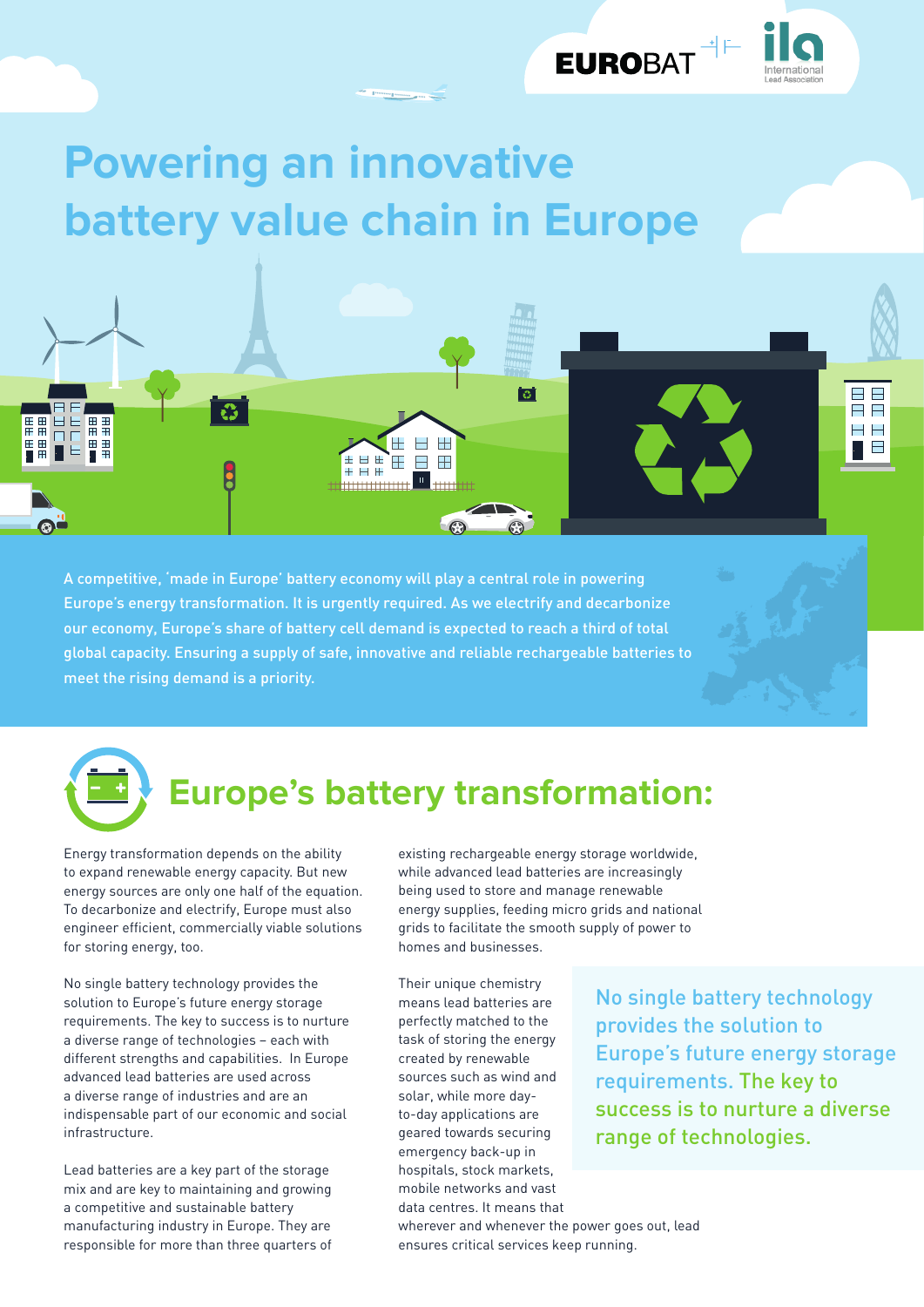EUROBAT

ila International Lead Association

# Powering an innovative battery value chain in Europe

A competitive, 'made in Europe' battery economy will play a central role in powering Europe's energy transformation. It is urgently required. As we electrify and decarbonize our economy, Europe's share of battery cell demand is expected to reach a third of total global capacity. Ensuring a supply of safe, innovative and reliable rechargeable batteries to meet the rising demand is a priority.

## Europe's battery transformation:

Energy transformation depends on the ability to expand renewable energy capacity. But new energy sources are only one half of the equation. To decarbonize and electrify, Europe must also engineer efficient, commercially viable solutions for storing energy, too.

No single battery technology provides the solution to Europe's future energy storage requirements. The key to success is to nurture a diverse range of technologies – each with different strengths and capabilities. In Europe advanced lead batteries are used across a diverse range of industries and are an indispensable part of our economic and social infrastructure.

Lead batteries are a key part of the storage mix and are key to maintaining and growing a competitive and sustainable battery manufacturing industry in Europe. They are responsible for more than three quarters of existing rechargeable energy storage worldwide, while advanced lead batteries are increasingly being used to store and manage renewable energy supplies, feeding micro grids and national grids to facilitate the smooth supply of power to homes and businesses.

Their unique chemistry means lead batteries are perfectly matched to the task of storing the energy created by renewable sources such as wind and solar, while more day-to-day applications are geared towards securing emergency back-up in hospitals, stock markets, mobile networks and vast data centres. It means that wherever and whenever the power goes out, lead ensures critical services keep running.

> No single battery technology provides the solution to Europe's future energy storage requirements. The key to success is to nurture a diverse range of technologies.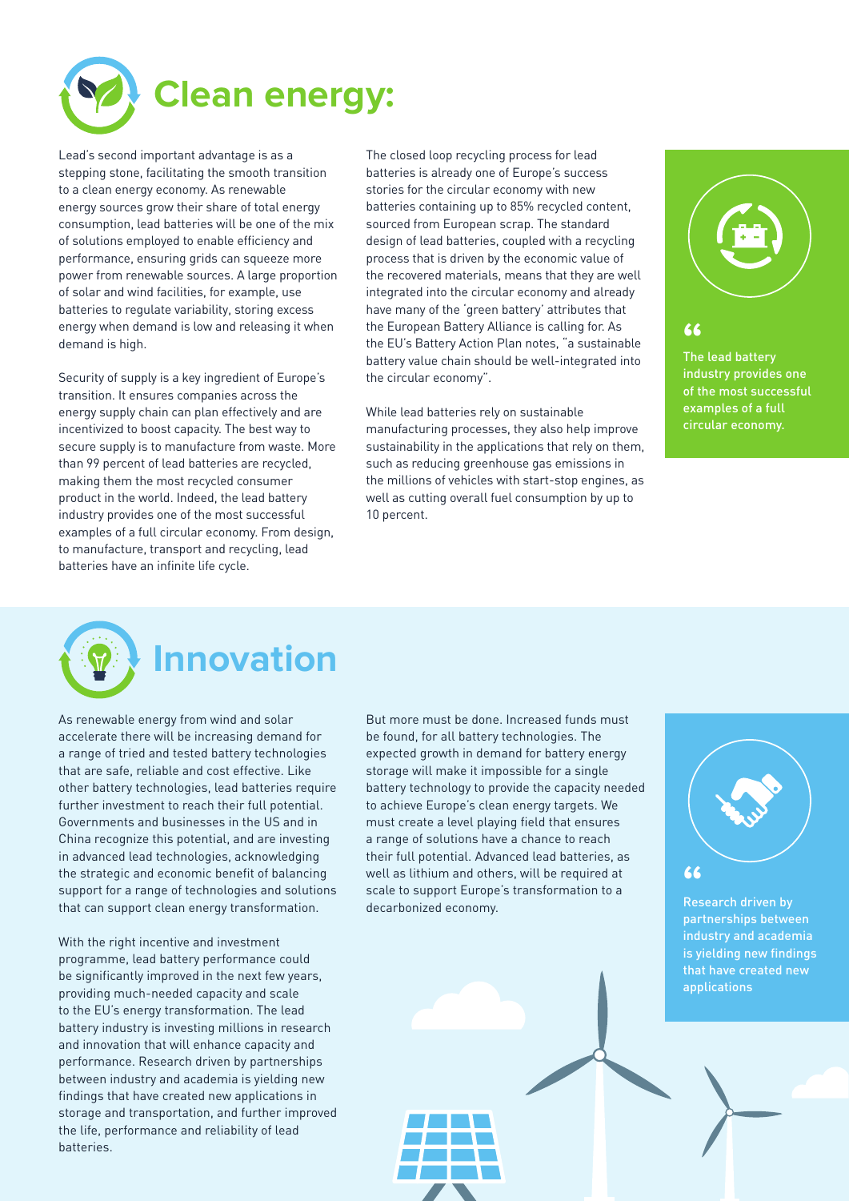# Clean energy:

Lead's second important advantage is as a stepping stone, facilitating the smooth transition to a clean energy economy. As renewable energy sources grow their share of total energy consumption, lead batteries will be one of the mix of solutions employed to enable efficiency and performance, ensuring grids can squeeze more power from renewable sources. A large proportion of solar and wind facilities, for example, use batteries to regulate variability, storing excess energy when demand is low and releasing it when demand is high.

Security of supply is a key ingredient of Europe's transition. It ensures companies across the energy supply chain can plan effectively and are incentivized to boost capacity. The best way to secure supply is to manufacture from waste. More than 99 percent of lead batteries are recycled, making them the most recycled consumer product in the world. Indeed, the lead battery industry provides one of the most successful examples of a full circular economy. From design, to manufacture, transport and recycling, lead batteries have an infinite life cycle.

The closed loop recycling process for lead batteries is already one of Europe's success stories for the circular economy with new batteries containing up to 85% recycled content, sourced from European scrap. The standard design of lead batteries, coupled with a recycling process that is driven by the economic value of the recovered materials, means that they are well integrated into the circular economy and already have many of the 'green battery' attributes that the European Battery Alliance is calling for. As the EU's Battery Action Plan notes, "a sustainable battery value chain should be well-integrated into the circular economy".

While lead batteries rely on sustainable manufacturing processes, they also help improve sustainability in the applications that rely on them, such as reducing greenhouse gas emissions in the millions of vehicles with start-stop engines, as well as cutting overall fuel consumption by up to 10 percent.

> "The lead battery industry provides one of the most successful examples of a full circular economy.

# Innovation

As renewable energy from wind and solar accelerate there will be increasing demand for a range of tried and tested battery technologies that are safe, reliable and cost effective. Like other battery technologies, lead batteries require further investment to reach their full potential. Governments and businesses in the US and in China recognize this potential, and are investing in advanced lead technologies, acknowledging the strategic and economic benefit of balancing support for a range of technologies and solutions that can support clean energy transformation.

With the right incentive and investment programme, lead battery performance could be significantly improved in the next few years, providing much-needed capacity and scale to the EU's energy transformation. The lead battery industry is investing millions in research and innovation that will enhance capacity and performance. Research driven by partnerships between industry and academia is yielding new findings that have created new applications in storage and transportation, and further improved the life, performance and reliability of lead batteries.

But more must be done. Increased funds must be found, for all battery technologies. The expected growth in demand for battery energy storage will make it impossible for a single battery technology to provide the capacity needed to achieve Europe's clean energy targets. We must create a level playing field that ensures a range of solutions have a chance to reach their full potential. Advanced lead batteries, as well as lithium and others, will be required at scale to support Europe's transformation to a decarbonized economy.

> "Research driven by partnerships between industry and academia is yielding new findings that have created new applications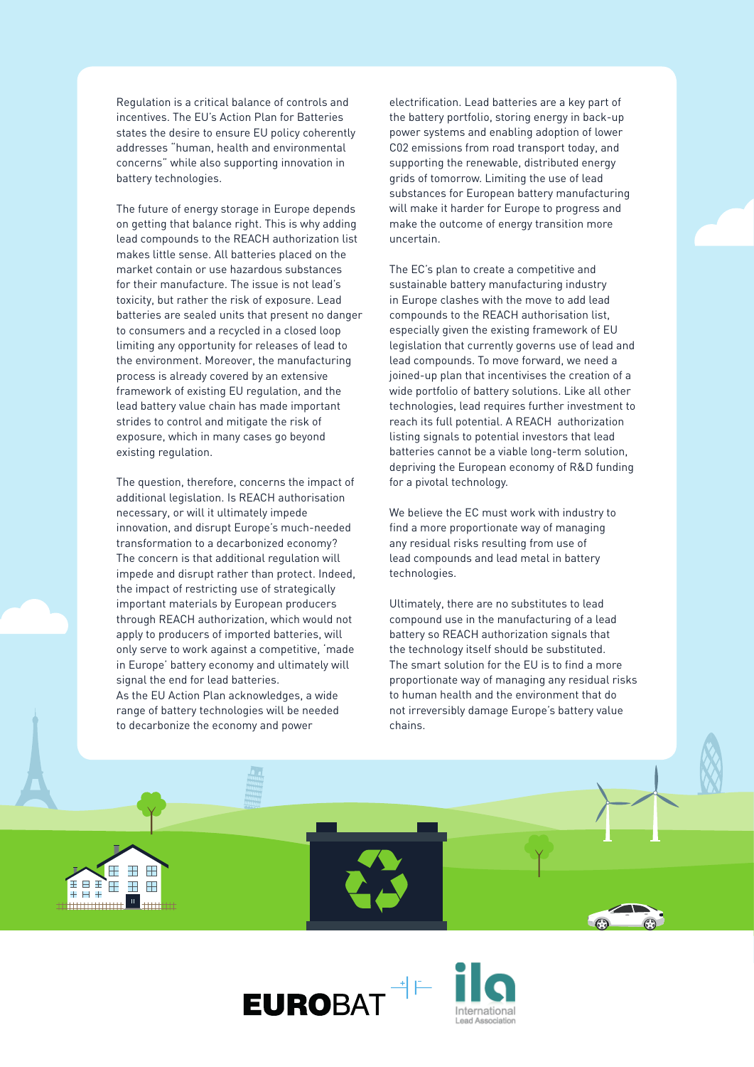Regulation is a critical balance of controls and incentives. The EU's Action Plan for Batteries states the desire to ensure EU policy coherently addresses "human, health and environmental concerns" while also supporting innovation in battery technologies.

The future of energy storage in Europe depends on getting that balance right. This is why adding lead compounds to the REACH authorization list makes little sense. All batteries placed on the market contain or use hazardous substances for their manufacture. The issue is not lead's toxicity, but rather the risk of exposure. Lead batteries are sealed units that present no danger to consumers and a recycled in a closed loop limiting any opportunity for releases of lead to the environment. Moreover, the manufacturing process is already covered by an extensive framework of existing EU regulation, and the lead battery value chain has made important strides to control and mitigate the risk of exposure, which in many cases go beyond existing regulation.

The question, therefore, concerns the impact of additional legislation. Is REACH authorisation necessary, or will it ultimately impede innovation, and disrupt Europe's much-needed transformation to a decarbonized economy? The concern is that additional regulation will impede and disrupt rather than protect. Indeed, the impact of restricting use of strategically important materials by European producers through REACH authorization, which would not apply to producers of imported batteries, will only serve to work against a competitive, 'made in Europe' battery economy and ultimately will signal the end for lead batteries.
As the EU Action Plan acknowledges, a wide range of battery technologies will be needed to decarbonize the economy and power electrification. Lead batteries are a key part of the battery portfolio, storing energy in back-up power systems and enabling adoption of lower C02 emissions from road transport today, and supporting the renewable, distributed energy grids of tomorrow. Limiting the use of lead substances for European battery manufacturing will make it harder for Europe to progress and make the outcome of energy transition more uncertain.

The EC's plan to create a competitive and sustainable battery manufacturing industry in Europe clashes with the move to add lead compounds to the REACH authorisation list, especially given the existing framework of EU legislation that currently governs use of lead and lead compounds. To move forward, we need a joined-up plan that incentivises the creation of a wide portfolio of battery solutions. Like all other technologies, lead requires further investment to reach its full potential. A REACH authorization listing signals to potential investors that lead batteries cannot be a viable long-term solution, depriving the European economy of R&D funding for a pivotal technology.

We believe the EC must work with industry to find a more proportionate way of managing any residual risks resulting from use of lead compounds and lead metal in battery technologies.

Ultimately, there are no substitutes to lead compound use in the manufacturing of a lead battery so REACH authorization signals that the technology itself should be substituted. The smart solution for the EU is to find a more proportionate way of managing any residual risks to human health and the environment that do not irreversibly damage Europe's battery value chains.

EUROBAT

ila International Lead Association